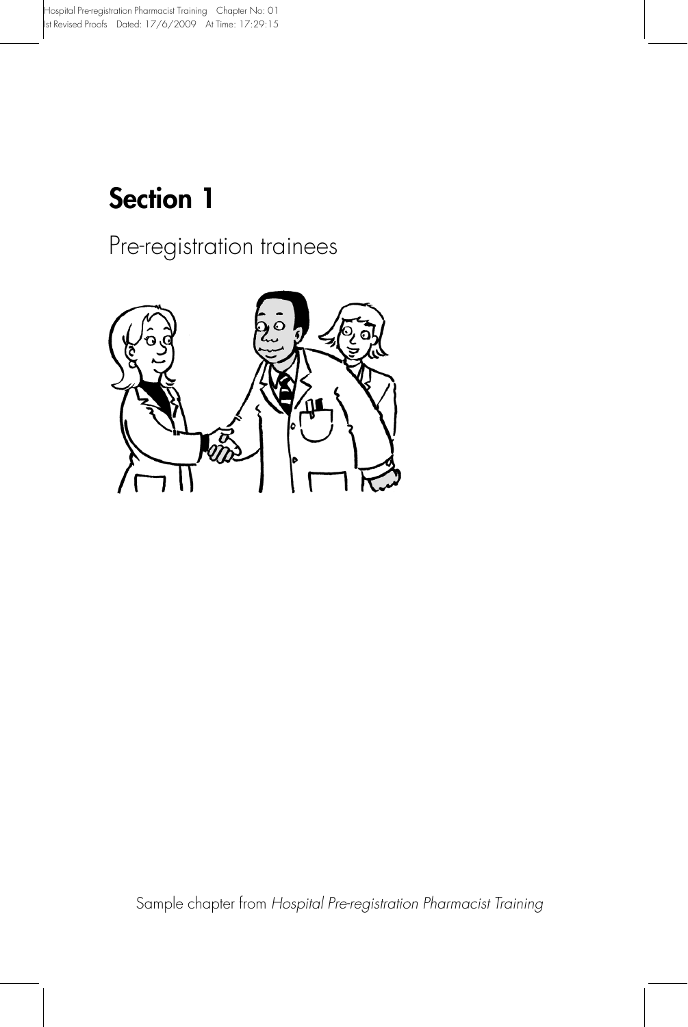# Section 1

## Pre-registration trainees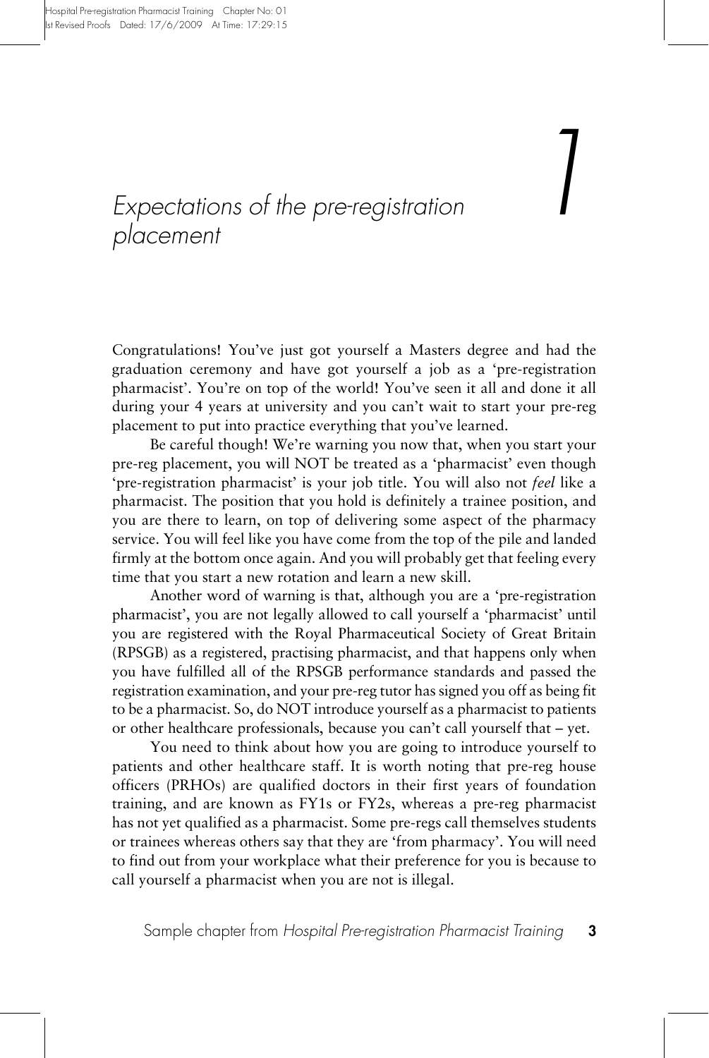# 1 Expectations of the pre-registration placement

Congratulations! You've just got yourself a Masters degree and had the graduation ceremony and have got yourself a job as a 'pre-registration pharmacist'. You're on top of the world! You've seen it all and done it all during your 4 years at university and you can't wait to start your pre-reg placement to put into practice everything that you've learned.

Be careful though! We're warning you now that, when you start your pre-reg placement, you will NOT be treated as a 'pharmacist' even though 'pre-registration pharmacist' is your job title. You will also not *feel* like a pharmacist. The position that you hold is definitely a trainee position, and you are there to learn, on top of delivering some aspect of the pharmacy service. You will feel like you have come from the top of the pile and landed firmly at the bottom once again. And you will probably get that feeling every time that you start a new rotation and learn a new skill.

Another word of warning is that, although you are a 'pre-registration pharmacist', you are not legally allowed to call yourself a 'pharmacist' until you are registered with the Royal Pharmaceutical Society of Great Britain (RPSGB) as a registered, practising pharmacist, and that happens only when you have fulfilled all of the RPSGB performance standards and passed the registration examination, and your pre-reg tutor has signed you off as being fit to be a pharmacist. So, do NOT introduce yourself as a pharmacist to patients or other healthcare professionals, because you can't call yourself that – yet.

You need to think about how you are going to introduce yourself to patients and other healthcare staff. It is worth noting that pre-reg house officers (PRHOs) are qualified doctors in their first years of foundation training, and are known as FY1s or FY2s, whereas a pre-reg pharmacist has not yet qualified as a pharmacist. Some pre-regs call themselves students or trainees whereas others say that they are 'from pharmacy'. You will need to find out from your workplace what their preference for you is because to call yourself a pharmacist when you are not is illegal.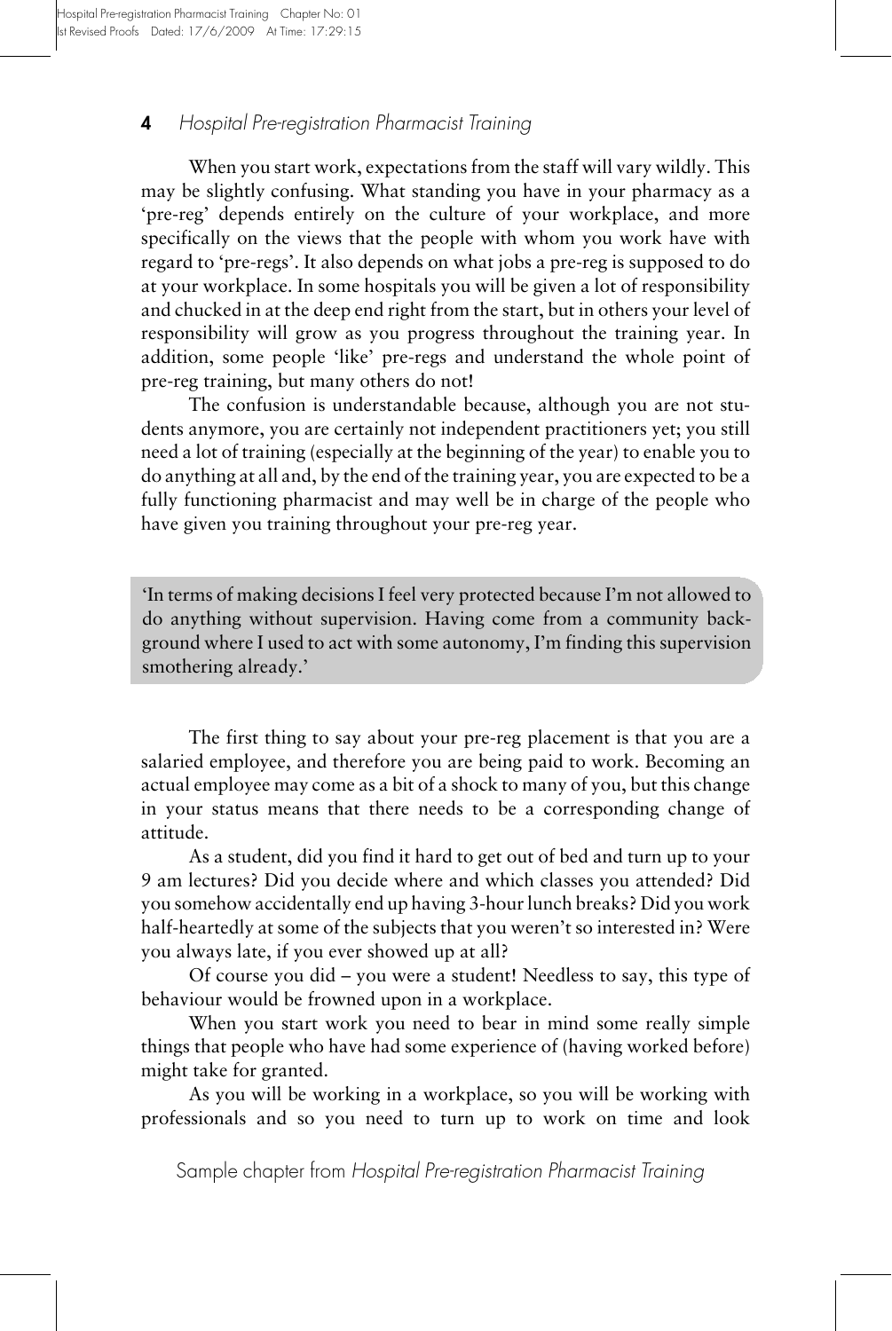When you start work, expectations from the staff will vary wildly. This may be slightly confusing. What standing you have in your pharmacy as a 'pre-reg' depends entirely on the culture of your workplace, and more specifically on the views that the people with whom you work have with regard to 'pre-regs'. It also depends on what jobs a pre-reg is supposed to do at your workplace. In some hospitals you will be given a lot of responsibility and chucked in at the deep end right from the start, but in others your level of responsibility will grow as you progress throughout the training year. In addition, some people 'like' pre-regs and understand the whole point of pre-reg training, but many others do not!

The confusion is understandable because, although you are not students anymore, you are certainly not independent practitioners yet; you still need a lot of training (especially at the beginning of the year) to enable you to do anything at all and, by the end of the training year, you are expected to be a fully functioning pharmacist and may well be in charge of the people who have given you training throughout your pre-reg year.

> 'In terms of making decisions I feel very protected because I'm not allowed to do anything without supervision. Having come from a community background where I used to act with some autonomy, I'm finding this supervision smothering already.'

The first thing to say about your pre-reg placement is that you are a salaried employee, and therefore you are being paid to work. Becoming an actual employee may come as a bit of a shock to many of you, but this change in your status means that there needs to be a corresponding change of attitude.

As a student, did you find it hard to get out of bed and turn up to your 9 am lectures? Did you decide where and which classes you attended? Did you somehow accidentally end up having 3-hour lunch breaks? Did you work half-heartedly at some of the subjects that you weren't so interested in? Were you always late, if you ever showed up at all?

Of course you did – you were a student! Needless to say, this type of behaviour would be frowned upon in a workplace.

When you start work you need to bear in mind some really simple things that people who have had some experience of (having worked before) might take for granted.

As you will be working in a workplace, so you will be working with professionals and so you need to turn up to work on time and look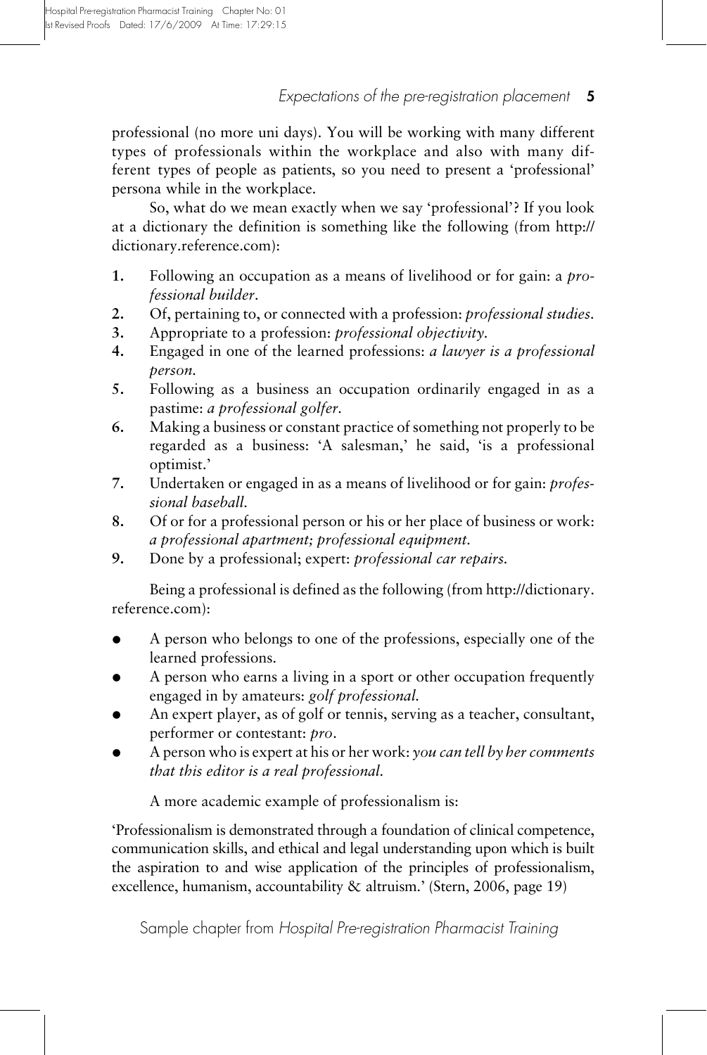professional (no more uni days). You will be working with many different types of professionals within the workplace and also with many different types of people as patients, so you need to present a 'professional' persona while in the workplace.

So, what do we mean exactly when we say 'professional'? If you look at a dictionary the definition is something like the following (from http://dictionary.reference.com):

1. Following an occupation as a means of livelihood or for gain: a *professional builder*.
2. Of, pertaining to, or connected with a profession: *professional studies.*
3. Appropriate to a profession: *professional objectivity.*
4. Engaged in one of the learned professions: *a lawyer is a professional person.*
5. Following as a business an occupation ordinarily engaged in as a pastime: *a professional golfer*.
6. Making a business or constant practice of something not properly to be regarded as a business: 'A salesman,' he said, 'is a professional optimist.'
7. Undertaken or engaged in as a means of livelihood or for gain: *professional baseball.*
8. Of or for a professional person or his or her place of business or work: *a professional apartment; professional equipment.*
9. Done by a professional; expert: *professional car repairs.*

Being a professional is defined as the following (from http://dictionary.reference.com):

- A person who belongs to one of the professions, especially one of the learned professions.
- A person who earns a living in a sport or other occupation frequently engaged in by amateurs: *golf professional.*
- An expert player, as of golf or tennis, serving as a teacher, consultant, performer or contestant: *pro*.
- A person who is expert at his or her work: *you can tell by her comments that this editor is a real professional.*

A more academic example of professionalism is:

'Professionalism is demonstrated through a foundation of clinical competence, communication skills, and ethical and legal understanding upon which is built the aspiration to and wise application of the principles of professionalism, excellence, humanism, accountability & altruism.' (Stern, 2006, page 19)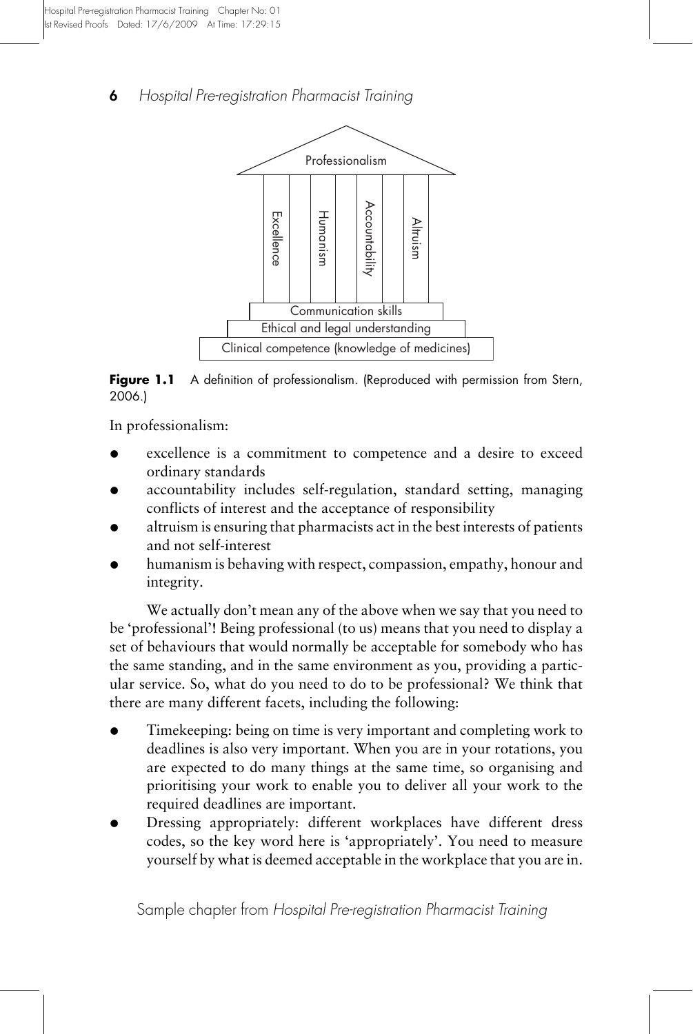Professionalism

Excellence | Humanism | Accountability | Altruism

Communication skills

Ethical and legal understanding

Clinical competence (knowledge of medicines)

**Figure 1.1** A definition of professionalism. (Reproduced with permission from Stern, 2006.)

In professionalism:

- excellence is a commitment to competence and a desire to exceed ordinary standards
- accountability includes self-regulation, standard setting, managing conflicts of interest and the acceptance of responsibility
- altruism is ensuring that pharmacists act in the best interests of patients and not self-interest
- humanism is behaving with respect, compassion, empathy, honour and integrity.

We actually don't mean any of the above when we say that you need to be 'professional'! Being professional (to us) means that you need to display a set of behaviours that would normally be acceptable for somebody who has the same standing, and in the same environment as you, providing a particular service. So, what do you need to do to be professional? We think that there are many different facets, including the following:

- Timekeeping: being on time is very important and completing work to deadlines is also very important. When you are in your rotations, you are expected to do many things at the same time, so organising and prioritising your work to enable you to deliver all your work to the required deadlines are important.
- Dressing appropriately: different workplaces have different dress codes, so the key word here is 'appropriately'. You need to measure yourself by what is deemed acceptable in the workplace that you are in.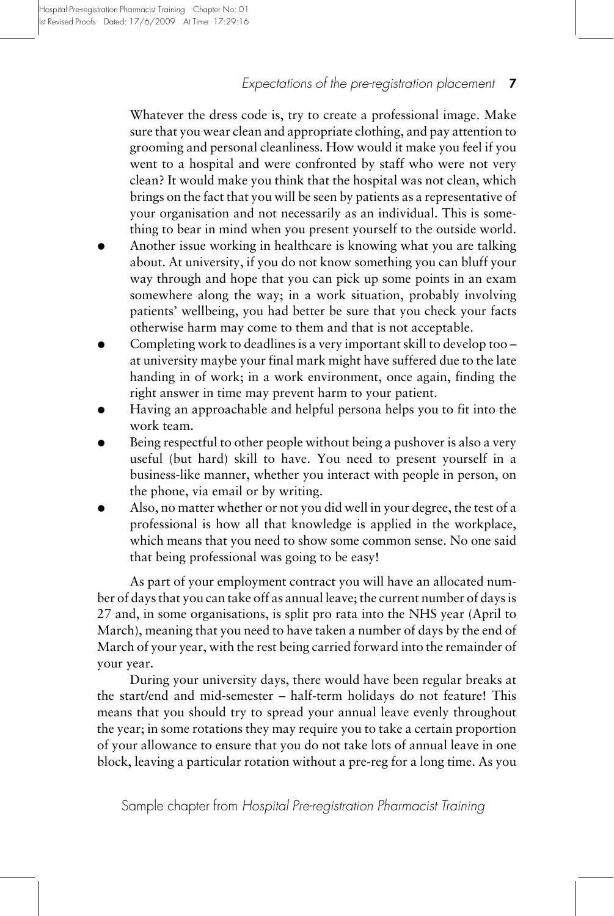Whatever the dress code is, try to create a professional image. Make sure that you wear clean and appropriate clothing, and pay attention to grooming and personal cleanliness. How would it make you feel if you went to a hospital and were confronted by staff who were not very clean? It would make you think that the hospital was not clean, which brings on the fact that you will be seen by patients as a representative of your organisation and not necessarily as an individual. This is something to bear in mind when you present yourself to the outside world.

- Another issue working in healthcare is knowing what you are talking about. At university, if you do not know something you can bluff your way through and hope that you can pick up some points in an exam somewhere along the way; in a work situation, probably involving patients' wellbeing, you had better be sure that you check your facts otherwise harm may come to them and that is not acceptable.
- Completing work to deadlines is a very important skill to develop too – at university maybe your final mark might have suffered due to the late handing in of work; in a work environment, once again, finding the right answer in time may prevent harm to your patient.
- Having an approachable and helpful persona helps you to fit into the work team.
- Being respectful to other people without being a pushover is also a very useful (but hard) skill to have. You need to present yourself in a business-like manner, whether you interact with people in person, on the phone, via email or by writing.
- Also, no matter whether or not you did well in your degree, the test of a professional is how all that knowledge is applied in the workplace, which means that you need to show some common sense. No one said that being professional was going to be easy!

As part of your employment contract you will have an allocated number of days that you can take off as annual leave; the current number of days is 27 and, in some organisations, is split pro rata into the NHS year (April to March), meaning that you need to have taken a number of days by the end of March of your year, with the rest being carried forward into the remainder of your year.

During your university days, there would have been regular breaks at the start/end and mid-semester – half-term holidays do not feature! This means that you should try to spread your annual leave evenly throughout the year; in some rotations they may require you to take a certain proportion of your allowance to ensure that you do not take lots of annual leave in one block, leaving a particular rotation without a pre-reg for a long time. As you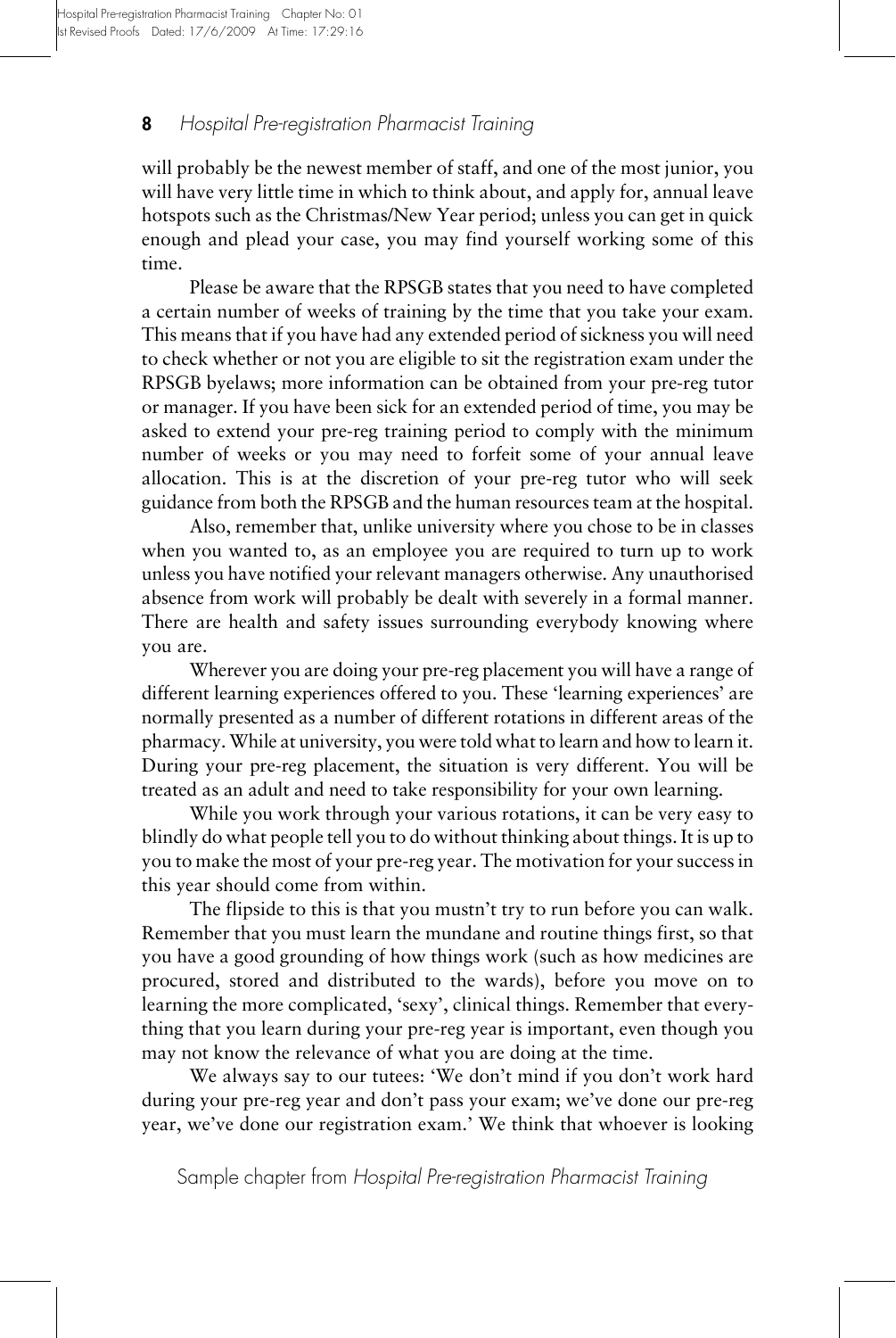will probably be the newest member of staff, and one of the most junior, you will have very little time in which to think about, and apply for, annual leave hotspots such as the Christmas/New Year period; unless you can get in quick enough and plead your case, you may find yourself working some of this time.

Please be aware that the RPSGB states that you need to have completed a certain number of weeks of training by the time that you take your exam. This means that if you have had any extended period of sickness you will need to check whether or not you are eligible to sit the registration exam under the RPSGB byelaws; more information can be obtained from your pre-reg tutor or manager. If you have been sick for an extended period of time, you may be asked to extend your pre-reg training period to comply with the minimum number of weeks or you may need to forfeit some of your annual leave allocation. This is at the discretion of your pre-reg tutor who will seek guidance from both the RPSGB and the human resources team at the hospital.

Also, remember that, unlike university where you chose to be in classes when you wanted to, as an employee you are required to turn up to work unless you have notified your relevant managers otherwise. Any unauthorised absence from work will probably be dealt with severely in a formal manner. There are health and safety issues surrounding everybody knowing where you are.

Wherever you are doing your pre-reg placement you will have a range of different learning experiences offered to you. These 'learning experiences' are normally presented as a number of different rotations in different areas of the pharmacy. While at university, you were told what to learn and how to learn it. During your pre-reg placement, the situation is very different. You will be treated as an adult and need to take responsibility for your own learning.

While you work through your various rotations, it can be very easy to blindly do what people tell you to do without thinking about things. It is up to you to make the most of your pre-reg year. The motivation for your success in this year should come from within.

The flipside to this is that you mustn't try to run before you can walk. Remember that you must learn the mundane and routine things first, so that you have a good grounding of how things work (such as how medicines are procured, stored and distributed to the wards), before you move on to learning the more complicated, 'sexy', clinical things. Remember that everything that you learn during your pre-reg year is important, even though you may not know the relevance of what you are doing at the time.

We always say to our tutees: 'We don't mind if you don't work hard during your pre-reg year and don't pass your exam; we've done our pre-reg year, we've done our registration exam.' We think that whoever is looking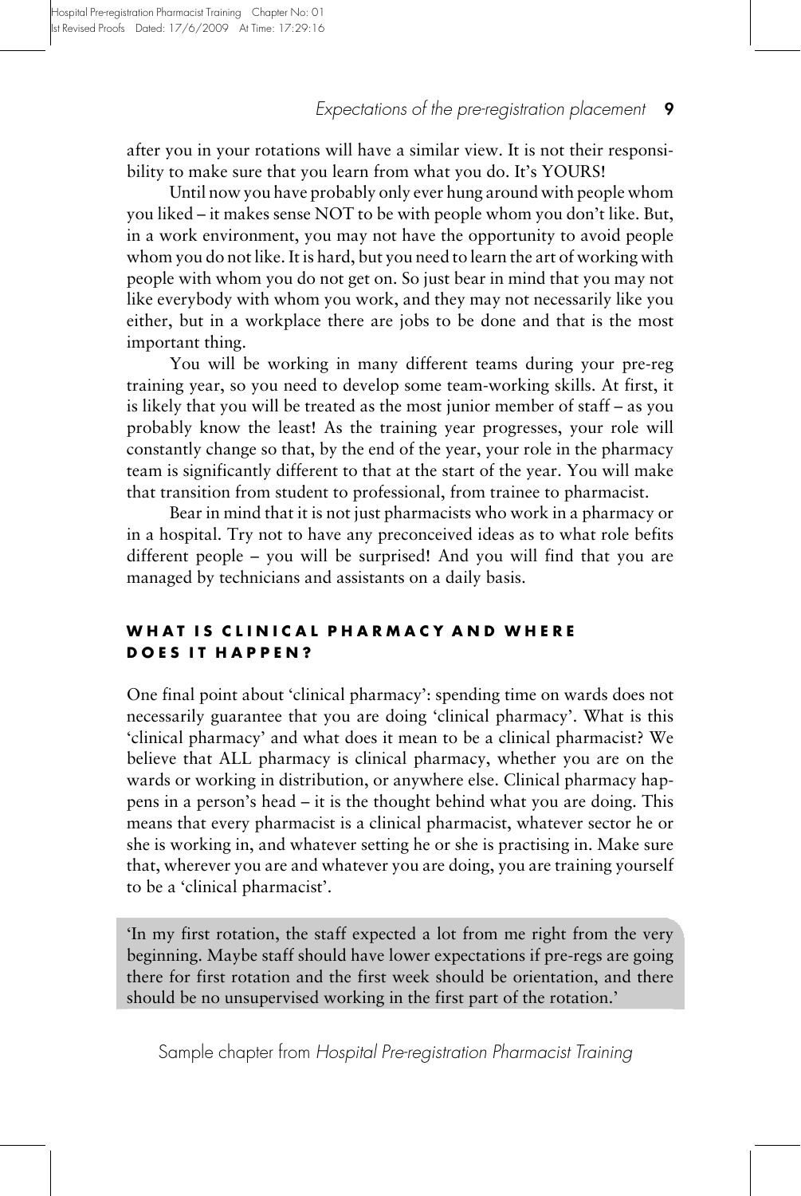after you in your rotations will have a similar view. It is not their responsibility to make sure that you learn from what you do. It's YOURS!

Until now you have probably only ever hung around with people whom you liked – it makes sense NOT to be with people whom you don't like. But, in a work environment, you may not have the opportunity to avoid people whom you do not like. It is hard, but you need to learn the art of working with people with whom you do not get on. So just bear in mind that you may not like everybody with whom you work, and they may not necessarily like you either, but in a workplace there are jobs to be done and that is the most important thing.

You will be working in many different teams during your pre-reg training year, so you need to develop some team-working skills. At first, it is likely that you will be treated as the most junior member of staff – as you probably know the least! As the training year progresses, your role will constantly change so that, by the end of the year, your role in the pharmacy team is significantly different to that at the start of the year. You will make that transition from student to professional, from trainee to pharmacist.

Bear in mind that it is not just pharmacists who work in a pharmacy or in a hospital. Try not to have any preconceived ideas as to what role befits different people – you will be surprised! And you will find that you are managed by technicians and assistants on a daily basis.

## WHAT IS CLINICAL PHARMACY AND WHERE DOES IT HAPPEN?

One final point about 'clinical pharmacy': spending time on wards does not necessarily guarantee that you are doing 'clinical pharmacy'. What is this 'clinical pharmacy' and what does it mean to be a clinical pharmacist? We believe that ALL pharmacy is clinical pharmacy, whether you are on the wards or working in distribution, or anywhere else. Clinical pharmacy happens in a person's head – it is the thought behind what you are doing. This means that every pharmacist is a clinical pharmacist, whatever sector he or she is working in, and whatever setting he or she is practising in. Make sure that, wherever you are and whatever you are doing, you are training yourself to be a 'clinical pharmacist'.

> 'In my first rotation, the staff expected a lot from me right from the very beginning. Maybe staff should have lower expectations if pre-regs are going there for first rotation and the first week should be orientation, and there should be no unsupervised working in the first part of the rotation.'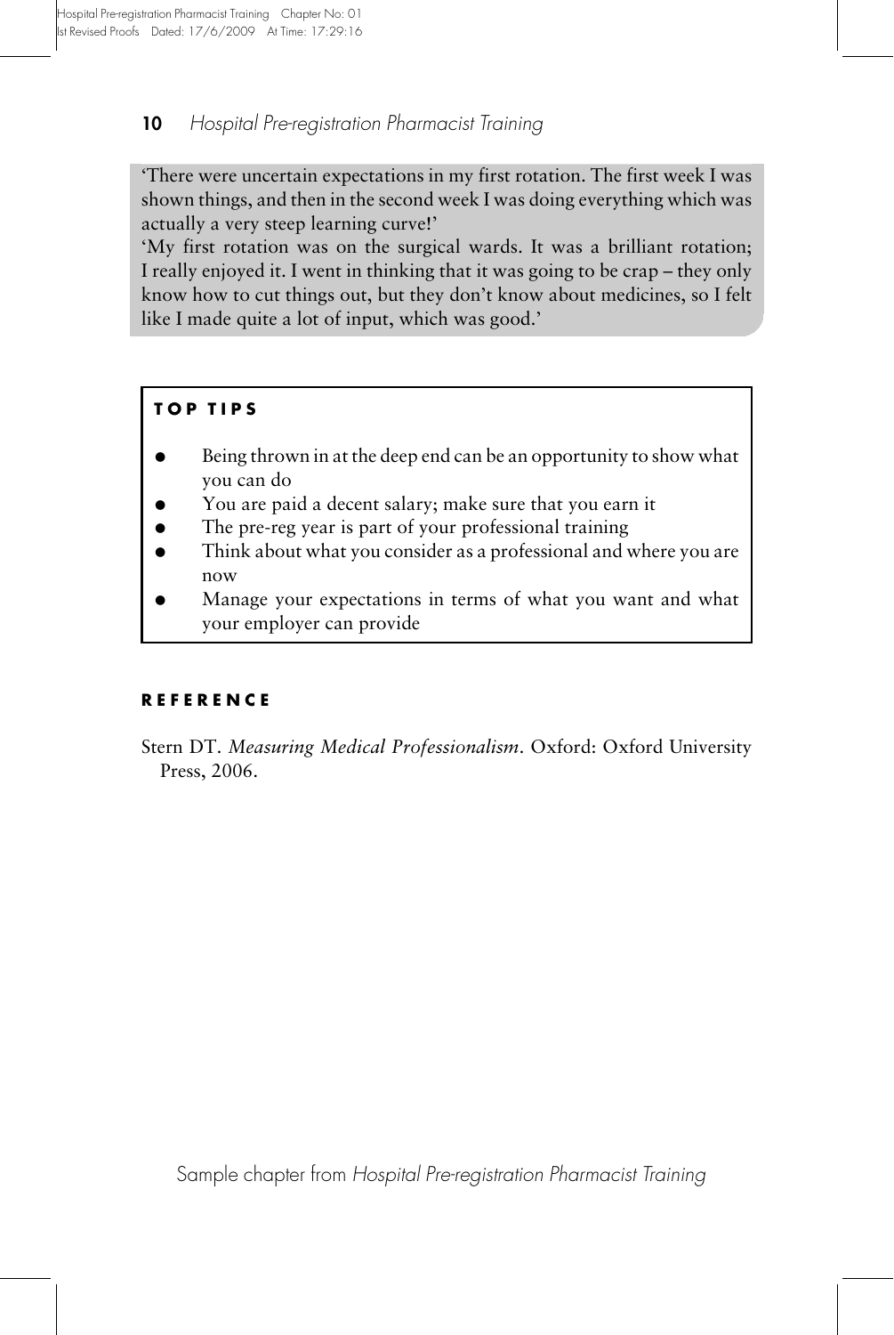'There were uncertain expectations in my first rotation. The first week I was shown things, and then in the second week I was doing everything which was actually a very steep learning curve!'

'My first rotation was on the surgical wards. It was a brilliant rotation; I really enjoyed it. I went in thinking that it was going to be crap – they only know how to cut things out, but they don't know about medicines, so I felt like I made quite a lot of input, which was good.'

## TOP TIPS

- Being thrown in at the deep end can be an opportunity to show what you can do
- You are paid a decent salary; make sure that you earn it
- The pre-reg year is part of your professional training
- Think about what you consider as a professional and where you are now
- Manage your expectations in terms of what you want and what your employer can provide

## REFERENCE

Stern DT. *Measuring Medical Professionalism*. Oxford: Oxford University Press, 2006.